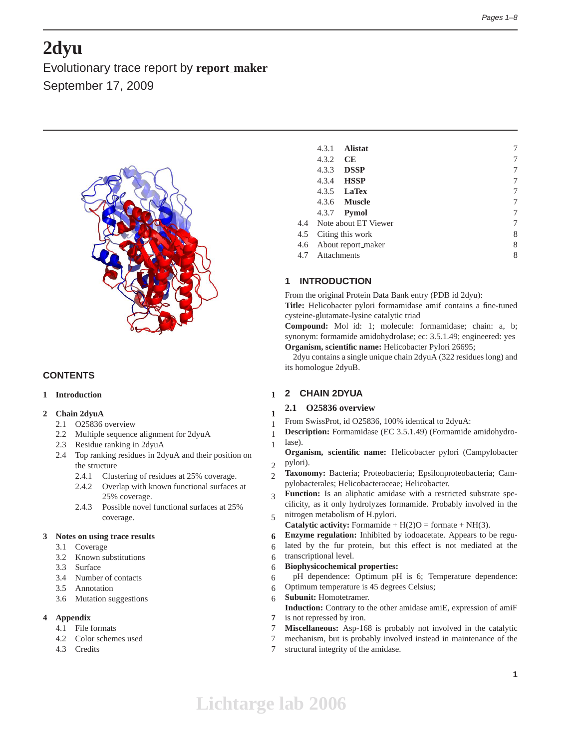# 2dyu

Evolutionary trace report by **report_maker**

September 17, 2009

## CONTENTS

| | | |
|---|---|---|
| **1** | **Introduction** | **1** |
| **2** | **Chain 2dyuA** | **1** |
| 2.1 | O25836 overview | 1 |
| 2.2 | Multiple sequence alignment for 2dyuA | 1 |
| 2.3 | Residue ranking in 2dyuA | 1 |
| 2.4 | Top ranking residues in 2dyuA and their position on the structure | 2 |
| 2.4.1 | Clustering of residues at 25% coverage. | 2 |
| 2.4.2 | Overlap with known functional surfaces at 25% coverage. | 3 |
| 2.4.3 | Possible novel functional surfaces at 25% coverage. | 5 |
| **3** | **Notes on using trace results** | **6** |
| 3.1 | Coverage | 6 |
| 3.2 | Known substitutions | 6 |
| 3.3 | Surface | 6 |
| 3.4 | Number of contacts | 6 |
| 3.5 | Annotation | 6 |
| 3.6 | Mutation suggestions | 6 |
| **4** | **Appendix** | **7** |
| 4.1 | File formats | 7 |
| 4.2 | Color schemes used | 7 |
| 4.3 | Credits | 7 |
| 4.3.1 | **Alistat** | 7 |
| 4.3.2 | **CE** | 7 |
| 4.3.3 | **DSSP** | 7 |
| 4.3.4 | **HSSP** | 7 |
| 4.3.5 | **LaTex** | 7 |
| 4.3.6 | **Muscle** | 7 |
| 4.3.7 | **Pymol** | 7 |
| 4.4 | Note about ET Viewer | 7 |
| 4.5 | Citing this work | 8 |
| 4.6 | About report_maker | 8 |
| 4.7 | Attachments | 8 |

## 1 INTRODUCTION

From the original Protein Data Bank entry (PDB id 2dyu):

**Title:** Helicobacter pylori formamidase amif contains a fine-tuned cysteine-glutamate-lysine catalytic triad

**Compound:** Mol id: 1; molecule: formamidase; chain: a, b; synonym: formamide amidohydrolase; ec: 3.5.1.49; engineered: yes

**Organism, scientific name:** Helicobacter Pylori 26695;

2dyu contains a single unique chain 2dyuA (322 residues long) and its homologue 2dyuB.

## 2 CHAIN 2DYUA

### 2.1 O25836 overview

From SwissProt, id O25836, 100% identical to 2dyuA:

**Description:** Formamidase (EC 3.5.1.49) (Formamide amidohydrolase).

**Organism, scientific name:** Helicobacter pylori (Campylobacter pylori).

**Taxonomy:** Bacteria; Proteobacteria; Epsilonproteobacteria; Campylobacterales; Helicobacteraceae; Helicobacter.

**Function:** Is an aliphatic amidase with a restricted substrate specificity, as it only hydrolyzes formamide. Probably involved in the nitrogen metabolism of H.pylori.

**Catalytic activity:** Formamide + H(2)O = formate + NH(3).

**Enzyme regulation:** Inhibited by iodoacetate. Appears to be regulated by the fur protein, but this effect is not mediated at the transcriptional level.

**Biophysicochemical properties:**

pH dependence: Optimum pH is 6; Temperature dependence: Optimum temperature is 45 degrees Celsius;

**Subunit:** Homotetramer.

**Induction:** Contrary to the other amidase amiE, expression of amiF is not repressed by iron.

**Miscellaneous:** Asp-168 is probably not involved in the catalytic mechanism, but is probably involved instead in maintenance of the structural integrity of the amidase.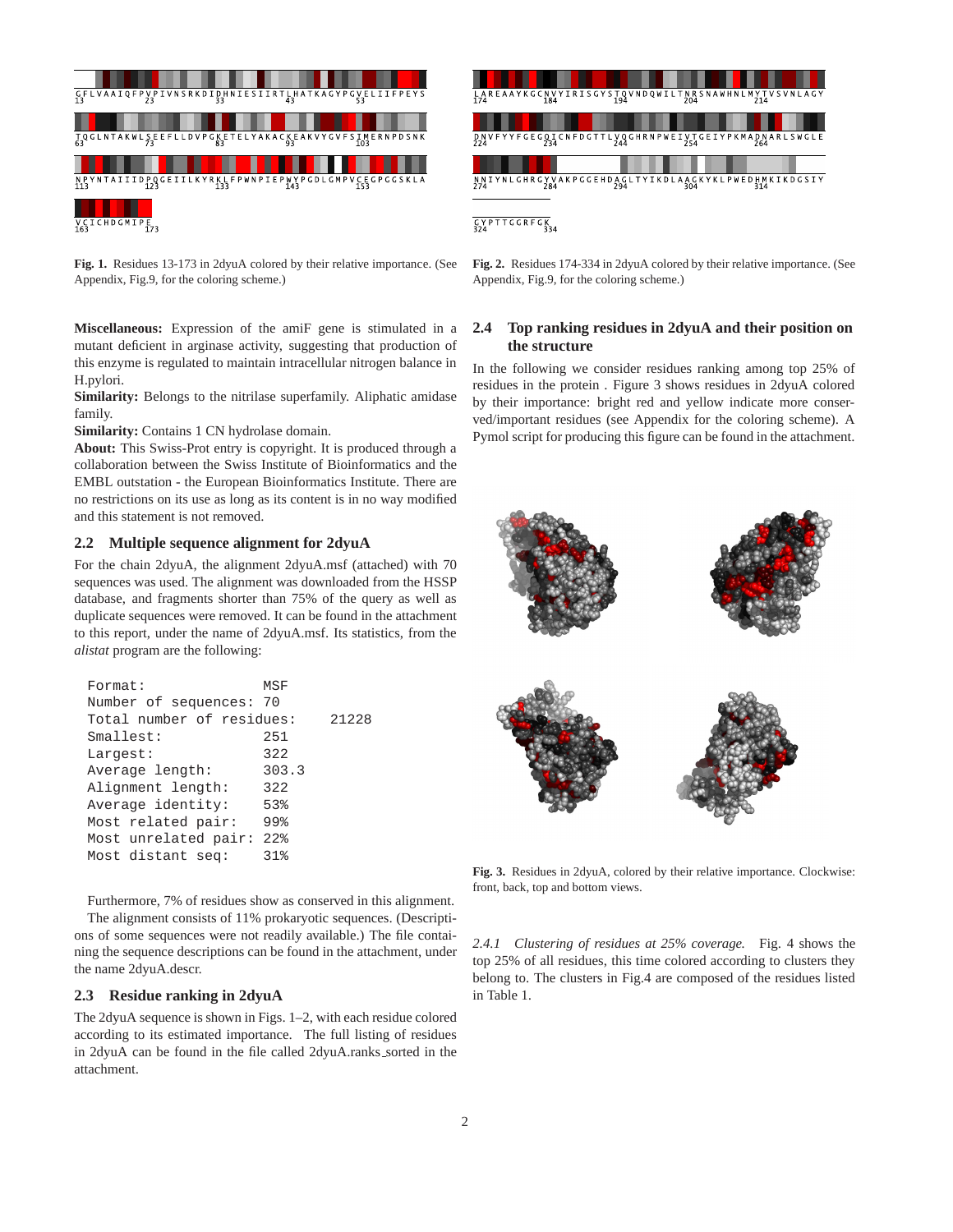GFLVAAIQFPVPIVNSRKDIDHNIESIIRTLHATKAGYPGVELIIFPEYS
13 23 33 43 53

TQGLNTAKWLSEEFLLDVPGKETELYAKACKEAKVYGVFSIMERNPDSNK
63 73 83 93 103

NPYNTAIIIDPQGEIILKYRKLFPWNPIEPWYPGDLGMPVCEGPGGSKLA
113 123 133 143 153

VCICHDGMIPE
163 173

**Fig. 1.** Residues 13-173 in 2dyuA colored by their relative importance. (See Appendix, Fig.9, for the coloring scheme.)

LAREAAYKGCNVYIRISGYSTQVNDQWILTNRSNAWHNLMYTVSVNLAGY
174 184 194 204 214

DNVFYYFGEGQICNFDGTTLVQGHRNPWEIVTGEIYPKMADNARLSWGLE
224 234 244 254 264

NNIYNLGHRGYVAKPGGEHDAGLTYIKDLAACKYKLPWEDHMKIKDGSIY
274 284 294 304 314

CYPTTGGRFGK
324 334

**Fig. 2.** Residues 174-334 in 2dyuA colored by their relative importance. (See Appendix, Fig.9, for the coloring scheme.)

**Miscellaneous:** Expression of the amiF gene is stimulated in a mutant deficient in arginase activity, suggesting that production of this enzyme is regulated to maintain intracellular nitrogen balance in H.pylori.
**Similarity:** Belongs to the nitrilase superfamily. Aliphatic amidase family.
**Similarity:** Contains 1 CN hydrolase domain.
**About:** This Swiss-Prot entry is copyright. It is produced through a collaboration between the Swiss Institute of Bioinformatics and the EMBL outstation - the European Bioinformatics Institute. There are no restrictions on its use as long as its content is in no way modified and this statement is not removed.

## 2.2 Multiple sequence alignment for 2dyuA

For the chain 2dyuA, the alignment 2dyuA.msf (attached) with 70 sequences was used. The alignment was downloaded from the HSSP database, and fragments shorter than 75% of the query as well as duplicate sequences were removed. It can be found in the attachment to this report, under the name of 2dyuA.msf. Its statistics, from the *alistat* program are the following:

```
Format:              MSF
Number of sequences: 70
Total number of residues:     21228
Smallest:            251
Largest:             322
Average length:      303.3
Alignment length:    322
Average identity:    53%
Most related pair:   99%
Most unrelated pair: 22%
Most distant seq:    31%
```

Furthermore, 7% of residues show as conserved in this alignment.
The alignment consists of 11% prokaryotic sequences. (Descriptions of some sequences were not readily available.) The file containing the sequence descriptions can be found in the attachment, under the name 2dyuA.descr.

## 2.3 Residue ranking in 2dyuA

The 2dyuA sequence is shown in Figs. 1–2, with each residue colored according to its estimated importance. The full listing of residues in 2dyuA can be found in the file called 2dyuA.ranks_sorted in the attachment.

## 2.4 Top ranking residues in 2dyuA and their position on the structure

In the following we consider residues ranking among top 25% of residues in the protein . Figure 3 shows residues in 2dyuA colored by their importance: bright red and yellow indicate more conserved/important residues (see Appendix for the coloring scheme). A Pymol script for producing this figure can be found in the attachment.

**Fig. 3.** Residues in 2dyuA, colored by their relative importance. Clockwise: front, back, top and bottom views.

### 2.4.1 Clustering of residues at 25% coverage.

Fig. 4 shows the top 25% of all residues, this time colored according to clusters they belong to. The clusters in Fig.4 are composed of the residues listed in Table 1.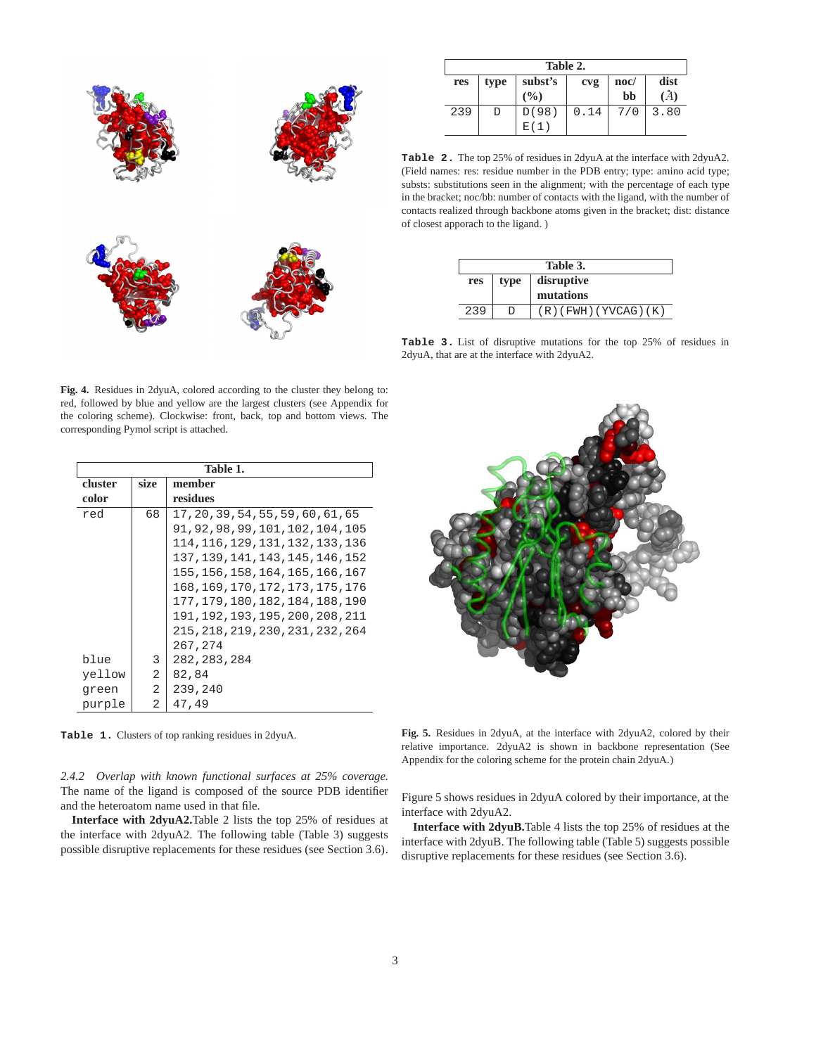Fig. 4. Residues in 2dyuA, colored according to the cluster they belong to: red, followed by blue and yellow are the largest clusters (see Appendix for the coloring scheme). Clockwise: front, back, top and bottom views. The corresponding Pymol script is attached.

**Table 1.**

| cluster color | size | member residues |
|---|---|---|
| red | 68 | 17,20,39,54,55,59,60,61,65 91,92,98,99,101,102,104,105 114,116,129,131,132,133,136 137,139,141,143,145,146,152 155,156,158,164,165,166,167 168,169,170,172,173,175,176 177,179,180,182,184,188,190 191,192,193,195,200,208,211 215,218,219,230,231,232,264 267,274 |
| blue | 3 | 282,283,284 |
| yellow | 2 | 82,84 |
| green | 2 | 239,240 |
| purple | 2 | 47,49 |

**Table 1.** Clusters of top ranking residues in 2dyuA.

*2.4.2 Overlap with known functional surfaces at 25% coverage.* The name of the ligand is composed of the source PDB identifier and the heteroatom name used in that file.

**Interface with 2dyuA2.** Table 2 lists the top 25% of residues at the interface with 2dyuA2. The following table (Table 3) suggests possible disruptive replacements for these residues (see Section 3.6).

**Table 2.**

| res | type | subst's (%) | cvg | noc/ bb | dist (Å) |
|---|---|---|---|---|---|
| 239 | D | D(98) E(1) | 0.14 | 7/0 | 3.80 |

**Table 2.** The top 25% of residues in 2dyuA at the interface with 2dyuA2. (Field names: res: residue number in the PDB entry; type: amino acid type; substs: substitutions seen in the alignment; with the percentage of each type in the bracket; noc/bb: number of contacts with the ligand, with the number of contacts realized through backbone atoms given in the bracket; dist: distance of closest apporach to the ligand. )

**Table 3.**

| res | type | disruptive mutations |
|---|---|---|
| 239 | D | (R)(FWH)(YVCAG)(K) |

**Table 3.** List of disruptive mutations for the top 25% of residues in 2dyuA, that are at the interface with 2dyuA2.

Fig. 5. Residues in 2dyuA, at the interface with 2dyuA2, colored by their relative importance. 2dyuA2 is shown in backbone representation (See Appendix for the coloring scheme for the protein chain 2dyuA.)

Figure 5 shows residues in 2dyuA colored by their importance, at the interface with 2dyuA2.

**Interface with 2dyuB.** Table 4 lists the top 25% of residues at the interface with 2dyuB. The following table (Table 5) suggests possible disruptive replacements for these residues (see Section 3.6).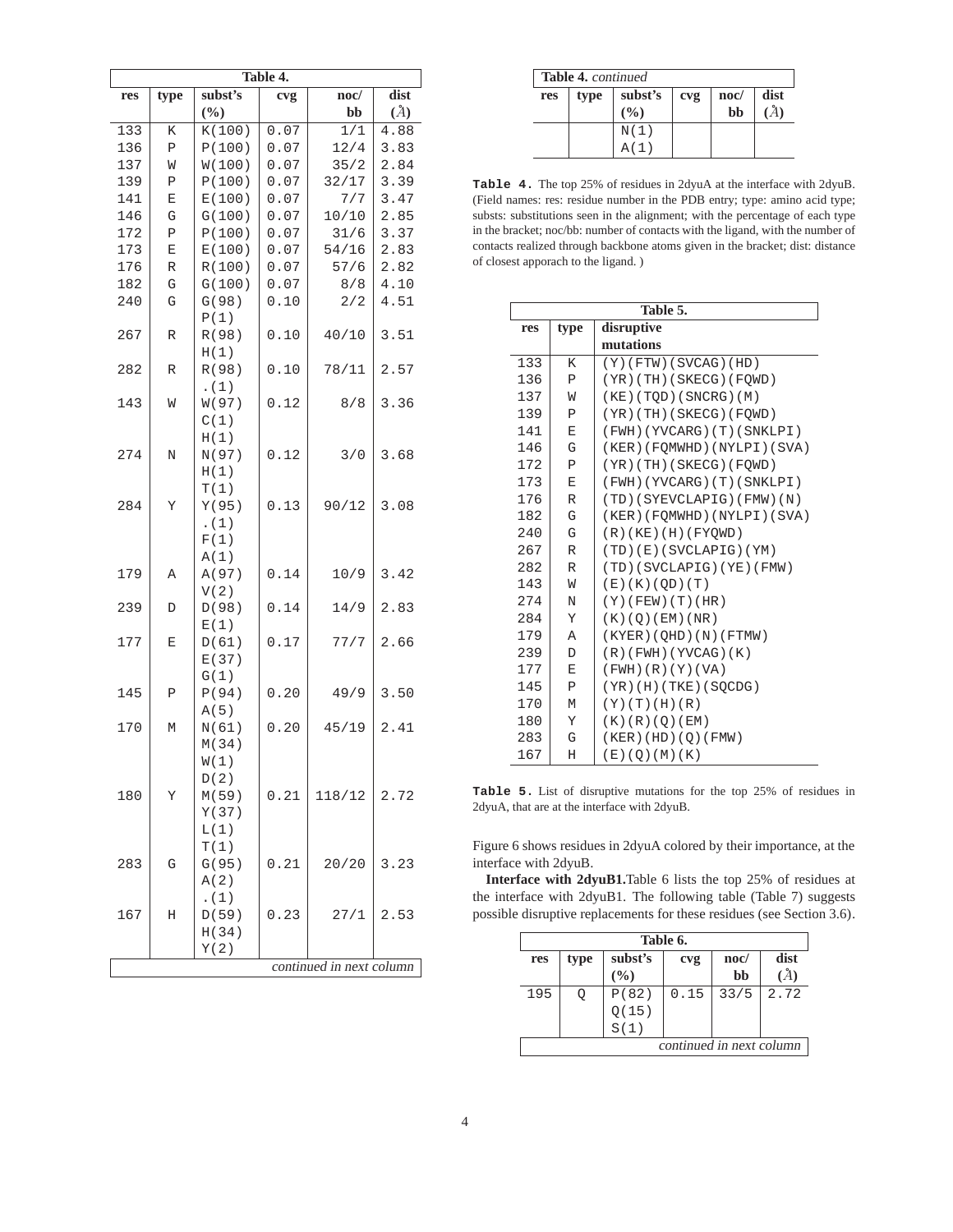**Table 4.**

| res | type | subst's (%) | cvg | noc/ bb | dist (Å) |
|---|---|---|---|---|---|
| 133 | K | K(100) | 0.07 | 1/1 | 4.88 |
| 136 | P | P(100) | 0.07 | 12/4 | 3.83 |
| 137 | W | W(100) | 0.07 | 35/2 | 2.84 |
| 139 | P | P(100) | 0.07 | 32/17 | 3.39 |
| 141 | E | E(100) | 0.07 | 7/7 | 3.47 |
| 146 | G | G(100) | 0.07 | 10/10 | 2.85 |
| 172 | P | P(100) | 0.07 | 31/6 | 3.37 |
| 173 | E | E(100) | 0.07 | 54/16 | 2.83 |
| 176 | R | R(100) | 0.07 | 57/6 | 2.82 |
| 182 | G | G(100) | 0.07 | 8/8 | 4.10 |
| 240 | G | G(98) P(1) | 0.10 | 2/2 | 4.51 |
| 267 | R | R(98) H(1) | 0.10 | 40/10 | 3.51 |
| 282 | R | R(98) .(1) | 0.10 | 78/11 | 2.57 |
| 143 | W | W(97) C(1) H(1) | 0.12 | 8/8 | 3.36 |
| 274 | N | N(97) H(1) T(1) | 0.12 | 3/0 | 3.68 |
| 284 | Y | Y(95) .(1) F(1) A(1) | 0.13 | 90/12 | 3.08 |
| 179 | A | A(97) V(2) | 0.14 | 10/9 | 3.42 |
| 239 | D | D(98) E(1) | 0.14 | 14/9 | 2.83 |
| 177 | E | D(61) E(37) G(1) | 0.17 | 77/7 | 2.66 |
| 145 | P | P(94) A(5) | 0.20 | 49/9 | 3.50 |
| 170 | M | N(61) M(34) W(1) D(2) | 0.20 | 45/19 | 2.41 |
| 180 | Y | M(59) Y(37) L(1) T(1) | 0.21 | 118/12 | 2.72 |
| 283 | G | G(95) A(2) .(1) | 0.21 | 20/20 | 3.23 |
| 167 | H | D(59) H(34) Y(2) N(1) A(1) | 0.23 | 27/1 | 2.53 |

**Table 4.** The top 25% of residues in 2dyuA at the interface with 2dyuB. (Field names: res: residue number in the PDB entry; type: amino acid type; substs: substitutions seen in the alignment; with the percentage of each type in the bracket; noc/bb: number of contacts with the ligand, with the number of contacts realized through backbone atoms given in the bracket; dist: distance of closest apporach to the ligand. )

**Table 5.**

| res | type | disruptive mutations |
|---|---|---|
| 133 | K | (Y)(FTW)(SVCAG)(HD) |
| 136 | P | (YR)(TH)(SKECG)(FQWD) |
| 137 | W | (KE)(TQD)(SNCRG)(M) |
| 139 | P | (YR)(TH)(SKECG)(FQWD) |
| 141 | E | (FWH)(YVCARG)(T)(SNKLPI) |
| 146 | G | (KER)(FQMWHD)(NYLPI)(SVA) |
| 172 | P | (YR)(TH)(SKECG)(FQWD) |
| 173 | E | (FWH)(YVCARG)(T)(SNKLPI) |
| 176 | R | (TD)(SYEVCLAPIG)(FMW)(N) |
| 182 | G | (KER)(FQMWHD)(NYLPI)(SVA) |
| 240 | G | (R)(KE)(H)(FYQWD) |
| 267 | R | (TD)(E)(SVCLAPIG)(YM) |
| 282 | R | (TD)(SVCLAPIG)(YE)(FMW) |
| 143 | W | (E)(K)(QD)(T) |
| 274 | N | (Y)(FEW)(T)(HR) |
| 284 | Y | (K)(Q)(EM)(NR) |
| 179 | A | (KYER)(QHD)(N)(FTMW) |
| 239 | D | (R)(FWH)(YVCAG)(K) |
| 177 | E | (FWH)(R)(Y)(VA) |
| 145 | P | (YR)(H)(TKE)(SQCDG) |
| 170 | M | (Y)(T)(H)(R) |
| 180 | Y | (K)(R)(Q)(EM) |
| 283 | G | (KER)(HD)(Q)(FMW) |
| 167 | H | (E)(Q)(M)(K) |

**Table 5.** List of disruptive mutations for the top 25% of residues in 2dyuA, that are at the interface with 2dyuB.

Figure 6 shows residues in 2dyuA colored by their importance, at the interface with 2dyuB.

**Interface with 2dyuB1.** Table 6 lists the top 25% of residues at the interface with 2dyuB1. The following table (Table 7) suggests possible disruptive replacements for these residues (see Section 3.6).

**Table 6.**

| res | type | subst's (%) | cvg | noc/ bb | dist (Å) |
|---|---|---|---|---|---|
| 195 | Q | P(82) Q(15) S(1) | 0.15 | 33/5 | 2.72 |

*continued in next column*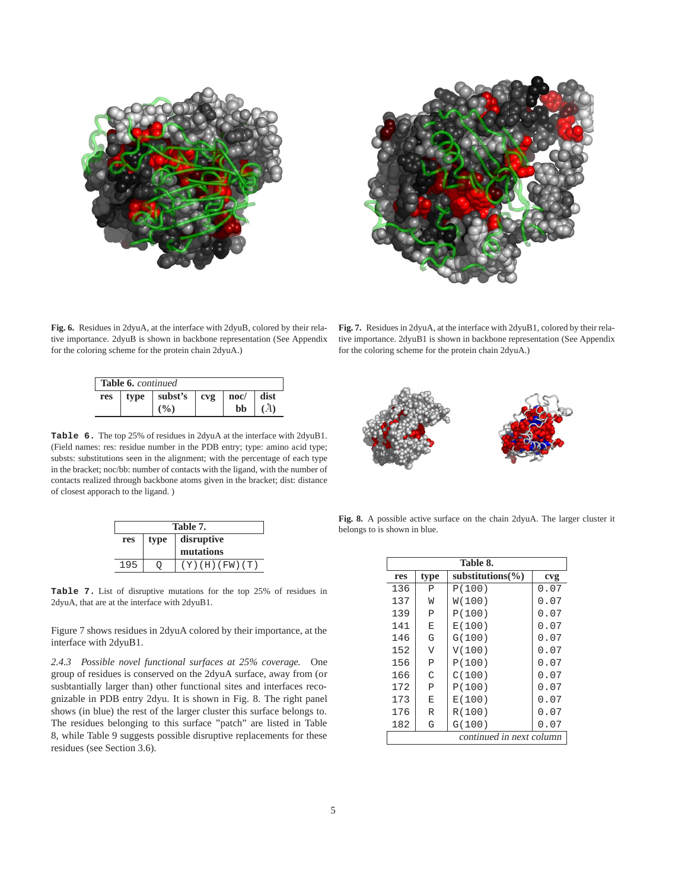Fig. 6. Residues in 2dyuA, at the interface with 2dyuB, colored by their relative importance. 2dyuB is shown in backbone representation (See Appendix for the coloring scheme for the protein chain 2dyuA.)

Fig. 7. Residues in 2dyuA, at the interface with 2dyuB1, colored by their relative importance. 2dyuB1 is shown in backbone representation (See Appendix for the coloring scheme for the protein chain 2dyuA.)

**Table 6.** *continued*

| res | type | subst's (%) | cvg | noc/ bb | dist (Å) |
|---|---|---|---|---|---|

**Table 6.** The top 25% of residues in 2dyuA at the interface with 2dyuB1. (Field names: res: residue number in the PDB entry; type: amino acid type; substs: substitutions seen in the alignment; with the percentage of each type in the bracket; noc/bb: number of contacts with the ligand, with the number of contacts realized through backbone atoms given in the bracket; dist: distance of closest aproach to the ligand. )

**Table 7.**

| res | type | disruptive mutations |
|---|---|---|
| 195 | Q | (Y)(H)(FW)(T) |

**Table 7.** List of disruptive mutations for the top 25% of residues in 2dyuA, that are at the interface with 2dyuB1.

Figure 7 shows residues in 2dyuA colored by their importance, at the interface with 2dyuB1.

*2.4.3 Possible novel functional surfaces at 25% coverage.* One group of residues is conserved on the 2dyuA surface, away from (or susbtantially larger than) other functional sites and interfaces recognizable in PDB entry 2dyu. It is shown in Fig. 8. The right panel shows (in blue) the rest of the larger cluster this surface belongs to. The residues belonging to this surface "patch" are listed in Table 8, while Table 9 suggests possible disruptive replacements for these residues (see Section 3.6).

Fig. 8. A possible active surface on the chain 2dyuA. The larger cluster it belongs to is shown in blue.

**Table 8.**

| res | type | substitutions(%) | cvg |
|---|---|---|---|
| 136 | P | P(100) | 0.07 |
| 137 | W | W(100) | 0.07 |
| 139 | P | P(100) | 0.07 |
| 141 | E | E(100) | 0.07 |
| 146 | G | G(100) | 0.07 |
| 152 | V | V(100) | 0.07 |
| 156 | P | P(100) | 0.07 |
| 166 | C | C(100) | 0.07 |
| 172 | P | P(100) | 0.07 |
| 173 | E | E(100) | 0.07 |
| 176 | R | R(100) | 0.07 |
| 182 | G | G(100) | 0.07 |

*continued in next column*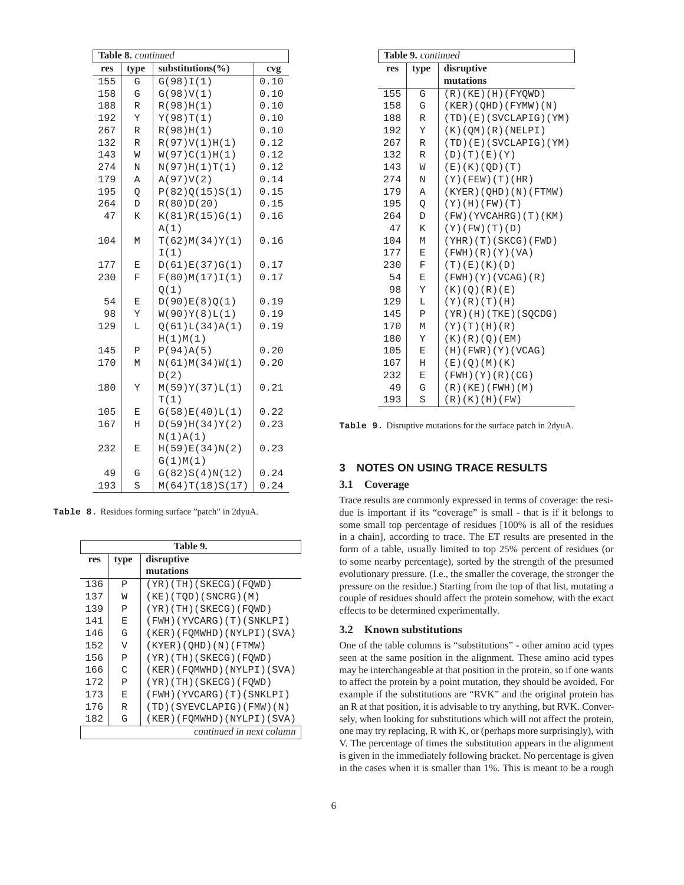| Table 8. *continued* | | | |
|---|---|---|---|
| res | type | substitutions(%) | cvg |
| 155 | G | G(98)I(1) | 0.10 |
| 158 | G | G(98)V(1) | 0.10 |
| 188 | R | R(98)H(1) | 0.10 |
| 192 | Y | Y(98)T(1) | 0.10 |
| 267 | R | R(98)H(1) | 0.10 |
| 132 | R | R(97)V(1)H(1) | 0.12 |
| 143 | W | W(97)C(1)H(1) | 0.12 |
| 274 | N | N(97)H(1)T(1) | 0.12 |
| 179 | A | A(97)V(2) | 0.14 |
| 195 | Q | P(82)Q(15)S(1) | 0.15 |
| 264 | D | R(80)D(20) | 0.15 |
| 47 | K | K(81)R(15)G(1) A(1) | 0.16 |
| 104 | M | T(62)M(34)Y(1) I(1) | 0.16 |
| 177 | E | D(61)E(37)G(1) | 0.17 |
| 230 | F | F(80)M(17)I(1) Q(1) | 0.17 |
| 54 | E | D(90)E(8)Q(1) | 0.19 |
| 98 | Y | W(90)Y(8)L(1) | 0.19 |
| 129 | L | Q(61)L(34)A(1) H(1)M(1) | 0.19 |
| 145 | P | P(94)A(5) | 0.20 |
| 170 | M | N(61)M(34)W(1) D(2) | 0.20 |
| 180 | Y | M(59)Y(37)L(1) T(1) | 0.21 |
| 105 | E | G(58)E(40)L(1) | 0.22 |
| 167 | H | D(59)H(34)Y(2) N(1)A(1) | 0.23 |
| 232 | E | H(59)E(34)N(2) G(1)M(1) | 0.23 |
| 49 | G | G(82)S(4)N(12) | 0.24 |
| 193 | S | M(64)T(18)S(17) | 0.24 |

**Table 8.** Residues forming surface "patch" in 2dyuA.

| Table 9. | | |
|---|---|---|
| res | type | disruptive mutations |
| 136 | P | (YR)(TH)(SKECG)(FQWD) |
| 137 | W | (KE)(TQD)(SNCRG)(M) |
| 139 | P | (YR)(TH)(SKECG)(FQWD) |
| 141 | E | (FWH)(YVCARG)(T)(SNKLPI) |
| 146 | G | (KER)(FQMWHD)(NYLPI)(SVA) |
| 152 | V | (KYER)(QHD)(N)(FTMW) |
| 156 | P | (YR)(TH)(SKECG)(FQWD) |
| 166 | C | (KER)(FQMWHD)(NYLPI)(SVA) |
| 172 | P | (YR)(TH)(SKECG)(FQWD) |
| 173 | E | (FWH)(YVCARG)(T)(SNKLPI) |
| 176 | R | (TD)(SYEVCLAPIG)(FMW)(N) |
| 182 | G | (KER)(FQMWHD)(NYLPI)(SVA) |
| 155 | G | (R)(KE)(H)(FYQWD) |
| 158 | G | (KER)(QHD)(FYMW)(N) |
| 188 | R | (TD)(E)(SVCLAPIG)(YM) |
| 192 | Y | (K)(QM)(R)(NELPI) |
| 267 | R | (TD)(E)(SVCLAPIG)(YM) |
| 132 | R | (D)(T)(E)(Y) |
| 143 | W | (E)(K)(QD)(T) |
| 274 | N | (Y)(FEW)(T)(HR) |
| 179 | A | (KYER)(QHD)(N)(FTMW) |
| 195 | Q | (Y)(H)(FW)(T) |
| 264 | D | (FW)(YVCAHRG)(T)(KM) |
| 47 | K | (Y)(FW)(T)(D) |
| 104 | M | (YHR)(T)(SKCG)(FWD) |
| 177 | E | (FWH)(R)(Y)(VA) |
| 230 | F | (T)(E)(K)(D) |
| 54 | E | (FWH)(Y)(VCAG)(R) |
| 98 | Y | (K)(Q)(R)(E) |
| 129 | L | (Y)(R)(T)(H) |
| 145 | P | (YR)(H)(TKE)(SQCDG) |
| 170 | M | (Y)(T)(H)(R) |
| 180 | Y | (K)(R)(Q)(EM) |
| 105 | E | (H)(FWR)(Y)(VCAG) |
| 167 | H | (E)(Q)(M)(K) |
| 232 | E | (FWH)(Y)(R)(CG) |
| 49 | G | (R)(KE)(FWH)(M) |
| 193 | S | (R)(K)(H)(FW) |

**Table 9.** Disruptive mutations for the surface patch in 2dyuA.

## 3 NOTES ON USING TRACE RESULTS

### 3.1 Coverage

Trace results are commonly expressed in terms of coverage: the residue is important if its "coverage" is small - that is if it belongs to some small top percentage of residues [100% is all of the residues in a chain], according to trace. The ET results are presented in the form of a table, usually limited to top 25% percent of residues (or to some nearby percentage), sorted by the strength of the presumed evolutionary pressure. (I.e., the smaller the coverage, the stronger the pressure on the residue.) Starting from the top of that list, mutating a couple of residues should affect the protein somehow, with the exact effects to be determined experimentally.

### 3.2 Known substitutions

One of the table columns is "substitutions" - other amino acid types seen at the same position in the alignment. These amino acid types may be interchangeable at that position in the protein, so if one wants to affect the protein by a point mutation, they should be avoided. For example if the substitutions are "RVK" and the original protein has an R at that position, it is advisable to try anything, but RVK. Conversely, when looking for substitutions which will *no*t affect the protein, one may try replacing, R with K, or (perhaps more surprisingly), with V. The percentage of times the substitution appears in the alignment is given in the immediately following bracket. No percentage is given in the cases when it is smaller than 1%. This is meant to be a rough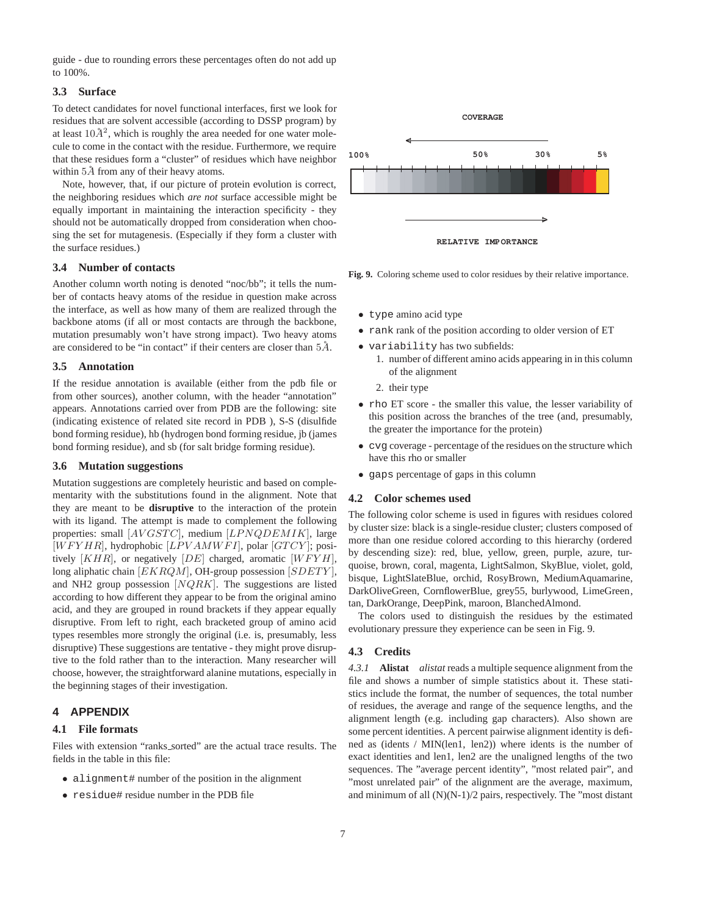guide - due to rounding errors these percentages often do not add up to 100%.

### 3.3 Surface

To detect candidates for novel functional interfaces, first we look for residues that are solvent accessible (according to DSSP program) by at least $10Å^2$, which is roughly the area needed for one water molecule to come in the contact with the residue. Furthermore, we require that these residues form a "cluster" of residues which have neighbor within $5Å$ from any of their heavy atoms.

Note, however, that, if our picture of protein evolution is correct, the neighboring residues which *are not* surface accessible might be equally important in maintaining the interaction specificity - they should not be automatically dropped from consideration when choosing the set for mutagenesis. (Especially if they form a cluster with the surface residues.)

### 3.4 Number of contacts

Another column worth noting is denoted "noc/bb"; it tells the number of contacts heavy atoms of the residue in question make across the interface, as well as how many of them are realized through the backbone atoms (if all or most contacts are through the backbone, mutation presumably won't have strong impact). Two heavy atoms are considered to be "in contact" if their centers are closer than $5Å$.

### 3.5 Annotation

If the residue annotation is available (either from the pdb file or from other sources), another column, with the header "annotation" appears. Annotations carried over from PDB are the following: site (indicating existence of related site record in PDB ), S-S (disulfide bond forming residue), hb (hydrogen bond forming residue, jb (james bond forming residue), and sb (for salt bridge forming residue).

### 3.6 Mutation suggestions

Mutation suggestions are completely heuristic and based on complementarity with the substitutions found in the alignment. Note that they are meant to be **disruptive** to the interaction of the protein with its ligand. The attempt is made to complement the following properties: small $[AVGSTC]$, medium $[LPNQDEMIK]$, large $[WFYHR]$, hydrophobic $[LPVAMWFI]$, polar $[GTCY]$; positively $[KHR]$, or negatively $[DE]$ charged, aromatic $[WFYH]$, long aliphatic chain $[EKRQM]$, OH-group possession $[SDETY]$, and NH2 group possession $[NQRK]$. The suggestions are listed according to how different they appear to be from the original amino acid, and they are grouped in round brackets if they appear equally disruptive. From left to right, each bracketed group of amino acid types resembles more strongly the original (i.e. is, presumably, less disruptive) These suggestions are tentative - they might prove disruptive to the fold rather than to the interaction. Many researcher will choose, however, the straightforward alanine mutations, especially in the beginning stages of their investigation.

## 4 APPENDIX

### 4.1 File formats

Files with extension "ranks_sorted" are the actual trace results. The fields in the table in this file:

- alignment# number of the position in the alignment
- residue# residue number in the PDB file
- type amino acid type
- rank rank of the position according to older version of ET
- variability has two subfields:
  1. number of different amino acids appearing in in this column of the alignment
  2. their type
- rho ET score - the smaller this value, the lesser variability of this position across the branches of the tree (and, presumably, the greater the importance for the protein)
- cvg coverage - percentage of the residues on the structure which have this rho or smaller
- gaps percentage of gaps in this column

COVERAGE

100%

50%

30%

5%

RELATIVE IMPORTANCE

**Fig. 9.** Coloring scheme used to color residues by their relative importance.

### 4.2 Color schemes used

The following color scheme is used in figures with residues colored by cluster size: black is a single-residue cluster; clusters composed of more than one residue colored according to this hierarchy (ordered by descending size): red, blue, yellow, green, purple, azure, turquoise, brown, coral, magenta, LightSalmon, SkyBlue, violet, gold, bisque, LightSlateBlue, orchid, RosyBrown, MediumAquamarine, DarkOliveGreen, CornflowerBlue, grey55, burlywood, LimeGreen, tan, DarkOrange, DeepPink, maroon, BlanchedAlmond.

The colors used to distinguish the residues by the estimated evolutionary pressure they experience can be seen in Fig. 9.

### 4.3 Credits

*4.3.1* **Alistat** *alistat* reads a multiple sequence alignment from the file and shows a number of simple statistics about it. These statistics include the format, the number of sequences, the total number of residues, the average and range of the sequence lengths, and the alignment length (e.g. including gap characters). Also shown are some percent identities. A percent pairwise alignment identity is defined as (idents / MIN(len1, len2)) where idents is the number of exact identities and len1, len2 are the unaligned lengths of the two sequences. The "average percent identity", "most related pair", and "most unrelated pair" of the alignment are the average, maximum, and minimum of all (N)(N-1)/2 pairs, respectively. The "most distant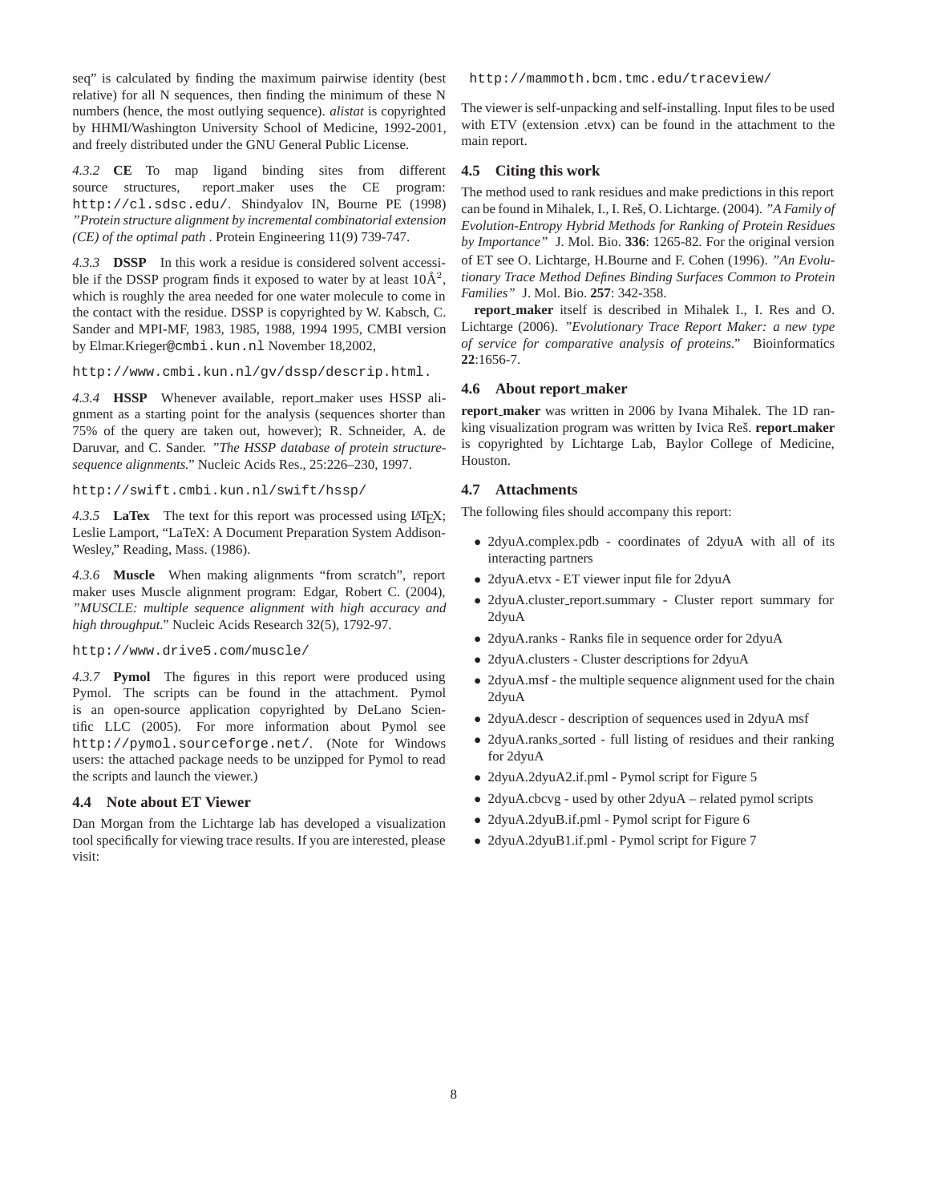seq" is calculated by finding the maximum pairwise identity (best relative) for all N sequences, then finding the minimum of these N numbers (hence, the most outlying sequence). *alistat* is copyrighted by HHMI/Washington University School of Medicine, 1992-2001, and freely distributed under the GNU General Public License.

*4.3.2* **CE** To map ligand binding sites from different source structures, report_maker uses the CE program: http://cl.sdsc.edu/. Shindyalov IN, Bourne PE (1998) *"Protein structure alignment by incremental combinatorial extension (CE) of the optimal path* . Protein Engineering 11(9) 739-747.

*4.3.3* **DSSP** In this work a residue is considered solvent accessible if the DSSP program finds it exposed to water by at least 10Å$^2$, which is roughly the area needed for one water molecule to come in the contact with the residue. DSSP is copyrighted by W. Kabsch, C. Sander and MPI-MF, 1983, 1985, 1988, 1994 1995, CMBI version by Elmar.Krieger@cmbi.kun.nl November 18,2002,

http://www.cmbi.kun.nl/gv/dssp/descrip.html.

*4.3.4* **HSSP** Whenever available, report_maker uses HSSP alignment as a starting point for the analysis (sequences shorter than 75% of the query are taken out, however); R. Schneider, A. de Daruvar, and C. Sander. *"The HSSP database of protein structure-sequence alignments."* Nucleic Acids Res., 25:226–230, 1997.

http://swift.cmbi.kun.nl/swift/hssp/

*4.3.5* **LaTex** The text for this report was processed using LaTeX; Leslie Lamport, “LaTeX: A Document Preparation System Addison-Wesley,” Reading, Mass. (1986).

*4.3.6* **Muscle** When making alignments “from scratch”, report maker uses Muscle alignment program: Edgar, Robert C. (2004), *"MUSCLE: multiple sequence alignment with high accuracy and high throughput."* Nucleic Acids Research 32(5), 1792-97.

http://www.drive5.com/muscle/

*4.3.7* **Pymol** The figures in this report were produced using Pymol. The scripts can be found in the attachment. Pymol is an open-source application copyrighted by DeLano Scientific LLC (2005). For more information about Pymol see http://pymol.sourceforge.net/. (Note for Windows users: the attached package needs to be unzipped for Pymol to read the scripts and launch the viewer.)

### 4.4 Note about ET Viewer

Dan Morgan from the Lichtarge lab has developed a visualization tool specifically for viewing trace results. If you are interested, please visit:

http://mammoth.bcm.tmc.edu/traceview/

The viewer is self-unpacking and self-installing. Input files to be used with ETV (extension .etvx) can be found in the attachment to the main report.

### 4.5 Citing this work

The method used to rank residues and make predictions in this report can be found in Mihalek, I., I. Reš, O. Lichtarge. (2004). *"A Family of Evolution-Entropy Hybrid Methods for Ranking of Protein Residues by Importance"* J. Mol. Bio. **336**: 1265-82. For the original version of ET see O. Lichtarge, H.Bourne and F. Cohen (1996). *"An Evolutionary Trace Method Defines Binding Surfaces Common to Protein Families"* J. Mol. Bio. **257**: 342-358.

**report_maker** itself is described in Mihalek I., I. Res and O. Lichtarge (2006). *"Evolutionary Trace Report Maker: a new type of service for comparative analysis of proteins."* Bioinformatics **22**:1656-7.

### 4.6 About report_maker

**report_maker** was written in 2006 by Ivana Mihalek. The 1D ranking visualization program was written by Ivica Reš. **report_maker** is copyrighted by Lichtarge Lab, Baylor College of Medicine, Houston.

### 4.7 Attachments

The following files should accompany this report:

- 2dyuA.complex.pdb - coordinates of 2dyuA with all of its interacting partners
- 2dyuA.etvx - ET viewer input file for 2dyuA
- 2dyuA.cluster_report.summary - Cluster report summary for 2dyuA
- 2dyuA.ranks - Ranks file in sequence order for 2dyuA
- 2dyuA.clusters - Cluster descriptions for 2dyuA
- 2dyuA.msf - the multiple sequence alignment used for the chain 2dyuA
- 2dyuA.descr - description of sequences used in 2dyuA msf
- 2dyuA.ranks_sorted - full listing of residues and their ranking for 2dyuA
- 2dyuA.2dyuA2.if.pml - Pymol script for Figure 5
- 2dyuA.cbcvg - used by other 2dyuA – related pymol scripts
- 2dyuA.2dyuB.if.pml - Pymol script for Figure 6
- 2dyuA.2dyuB1.if.pml - Pymol script for Figure 7